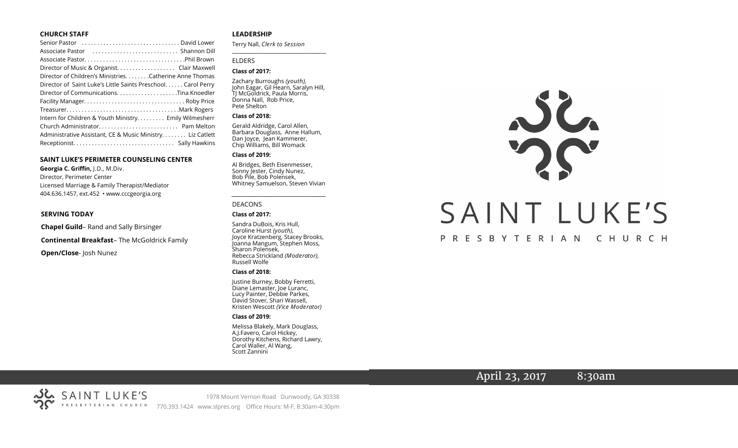## CHURCH STAFF

Senior Pastor . . . . . . . . . . . . . . . . . . . . . . . . . . . . . . . David Lower
Associate Pastor . . . . . . . . . . . . . . . . . . . . . . . . . . . Shannon Dill
Associate Pastor. . . . . . . . . . . . . . . . . . . . . . . . . . . . . . . .Phil Brown
Director of Music & Organist. . . . . . . . . . . . . . . . . . Clair Maxwell
Director of Children's Ministries. . . . . . . .Catherine Anne Thomas
Director of Saint Luke's Little Saints Preschool. . . . . . Carol Perry
Director of Communications. . . . . . . . . . . . . . . . . . . .Tina Knoedler
Facility Manager. . . . . . . . . . . . . . . . . . . . . . . . . . . . . . . . Roby Price
Treasurer. . . . . . . . . . . . . . . . . . . . . . . . . . . . . . . . . . . .Mark Rogers
Intern for Children & Youth Ministry. . . . . . . . . Emily Wilmesherr
Church Administrator. . . . . . . . . . . . . . . . . . . . . . . . . Pam Melton
Administrative Assistant, CE & Music Ministry. . . . . . . . Liz Catlett
Receptionist. . . . . . . . . . . . . . . . . . . . . . . . . . . . . . . . Sally Hawkins

## SAINT LUKE'S PERIMETER COUNSELING CENTER

**Georgia C. Griffin,** J.D., M.Div.
Director, Perimeter Center
Licensed Marriage & Family Therapist/Mediator
404.636.1457, ext.452 • www.cccgeorgia.org

## SERVING TODAY

**Chapel Guild**– Rand and Sally Birsinger

**Continental Breakfast**– The McGoldrick Family

**Open/Close**- Josh Nunez

## LEADERSHIP

Terry Nall, *Clerk to Session*

ELDERS

**Class of 2017:**

Zachary Burroughs *(youth),* John Eagar, Gil Hearn, Saralyn Hill, TJ McGoldrick, Paula Morris, Donna Nall, Rob Price, Pete Shelton

**Class of 2018:**

Gerald Aldridge, Carol Allen, Barbara Douglass, Anne Hallum, Dan Joyce, Jean Kammerer, Chip Williams, Bill Womack

**Class of 2019:**

Al Bridges, Beth Eisenmesser, Sonny Jester, Cindy Nunez, Bob Pile, Bob Polensek, Whitney Samuelson, Steven Vivian

DEACONS

**Class of 2017:**

Sandra DuBois, Kris Hull, Caroline Hurst *(youth),* Joyce Kratzenberg, Stacey Brooks, Joanna Mangum, Stephen Moss, Sharon Polensek, Rebecca Strickland *(Moderator),* Russell Wolfe

**Class of 2018:**

Justine Burney, Bobby Ferretti, Diane Lemaster, Joe Luranc, Lucy Painter, Debbie Parkes, David Stover, Shari Wassell, Kristen Wescott *(Vice Moderator)*

**Class of 2019:**

Melissa Blakely, Mark Douglass, A.J.Favero, Carol Hickey, Dorothy Kitchens, Richard Lawry, Carol Waller, Al Wang, Scott Zannini

# SAINT LUKE'S

PRESBYTERIAN CHURCH

April 23, 2017 8:30am

SAINT LUKE'S PRESBYTERIAN CHURCH

1978 Mount Vernon Road Dunwoody, GA 30338
770.393.1424 www.slpres.org Office Hours: M-F, 8:30am-4:30pm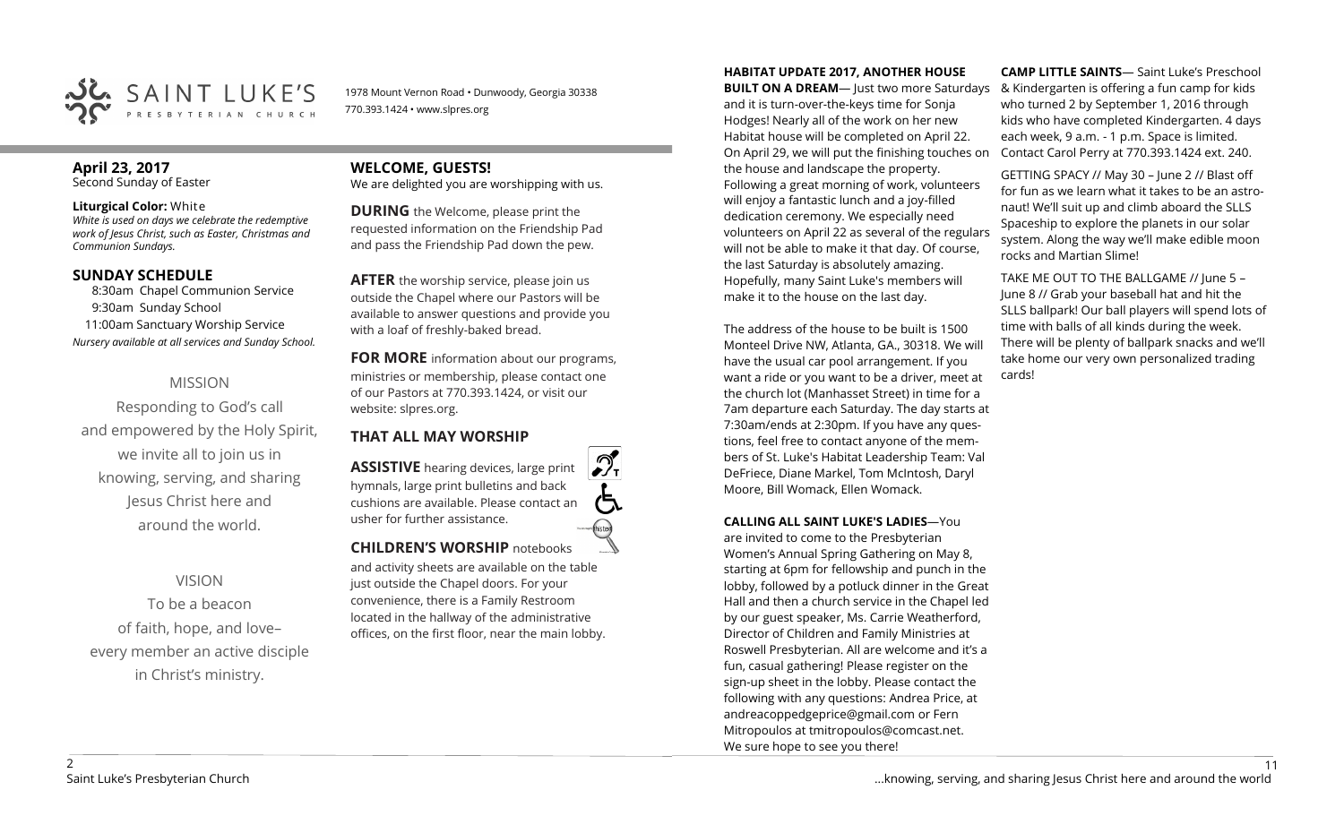SAINT LUKE'S PRESBYTERIAN CHURCH

1978 Mount Vernon Road • Dunwoody, Georgia 30338
770.393.1424 • www.slpres.org

## April 23, 2017
Second Sunday of Easter

**Liturgical Color:** White
*White is used on days we celebrate the redemptive work of Jesus Christ, such as Easter, Christmas and Communion Sundays.*

## SUNDAY SCHEDULE
8:30am Chapel Communion Service
9:30am Sunday School
11:00am Sanctuary Worship Service
*Nursery available at all services and Sunday School.*

### MISSION
Responding to God's call
and empowered by the Holy Spirit,
we invite all to join us in
knowing, serving, and sharing
Jesus Christ here and
around the world.

### VISION
To be a beacon
of faith, hope, and love–
every member an active disciple
in Christ's ministry.

## WELCOME, GUESTS!
We are delighted you are worshipping with us.

**DURING** the Welcome, please print the requested information on the Friendship Pad and pass the Friendship Pad down the pew.

**AFTER** the worship service, please join us outside the Chapel where our Pastors will be available to answer questions and provide you with a loaf of freshly-baked bread.

**FOR MORE** information about our programs, ministries or membership, please contact one of our Pastors at 770.393.1424, or visit our website: slpres.org.

## THAT ALL MAY WORSHIP

**ASSISTIVE** hearing devices, large print hymnals, large print bulletins and back cushions are available. Please contact an usher for further assistance.

**CHILDREN'S WORSHIP** notebooks and activity sheets are available on the table just outside the Chapel doors. For your convenience, there is a Family Restroom located in the hallway of the administrative offices, on the first floor, near the main lobby.

**HABITAT UPDATE 2017, ANOTHER HOUSE BUILT ON A DREAM**— Just two more Saturdays and it is turn-over-the-keys time for Sonja Hodges! Nearly all of the work on her new Habitat house will be completed on April 22. On April 29, we will put the finishing touches on the house and landscape the property. Following a great morning of work, volunteers will enjoy a fantastic lunch and a joy-filled dedication ceremony. We especially need volunteers on April 22 as several of the regulars will not be able to make it that day. Of course, the last Saturday is absolutely amazing. Hopefully, many Saint Luke's members will make it to the house on the last day.

The address of the house to be built is 1500 Monteel Drive NW, Atlanta, GA., 30318. We will have the usual car pool arrangement. If you want a ride or you want to be a driver, meet at the church lot (Manhasset Street) in time for a 7am departure each Saturday. The day starts at 7:30am/ends at 2:30pm. If you have any questions, feel free to contact anyone of the members of St. Luke's Habitat Leadership Team: Val DeFriece, Diane Markel, Tom McIntosh, Daryl Moore, Bill Womack, Ellen Womack.

**CALLING ALL SAINT LUKE'S LADIES**—You are invited to come to the Presbyterian Women's Annual Spring Gathering on May 8, starting at 6pm for fellowship and punch in the lobby, followed by a potluck dinner in the Great Hall and then a church service in the Chapel led by our guest speaker, Ms. Carrie Weatherford, Director of Children and Family Ministries at Roswell Presbyterian. All are welcome and it's a fun, casual gathering! Please register on the sign-up sheet in the lobby. Please contact the following with any questions: Andrea Price, at andreacoppedgeprice@gmail.com or Fern Mitropoulos at tmitropoulos@comcast.net. We sure hope to see you there!

**CAMP LITTLE SAINTS**— Saint Luke's Preschool & Kindergarten is offering a fun camp for kids who turned 2 by September 1, 2016 through kids who have completed Kindergarten. 4 days each week, 9 a.m. - 1 p.m. Space is limited. Contact Carol Perry at 770.393.1424 ext. 240.

GETTING SPACY // May 30 – June 2 // Blast off for fun as we learn what it takes to be an astronaut! We'll suit up and climb aboard the SLLS Spaceship to explore the planets in our solar system. Along the way we'll make edible moon rocks and Martian Slime!

TAKE ME OUT TO THE BALLGAME // June 5 – June 8 // Grab your baseball hat and hit the SLLS ballpark! Our ball players will spend lots of time with balls of all kinds during the week. There will be plenty of ballpark snacks and we'll take home our very own personalized trading cards!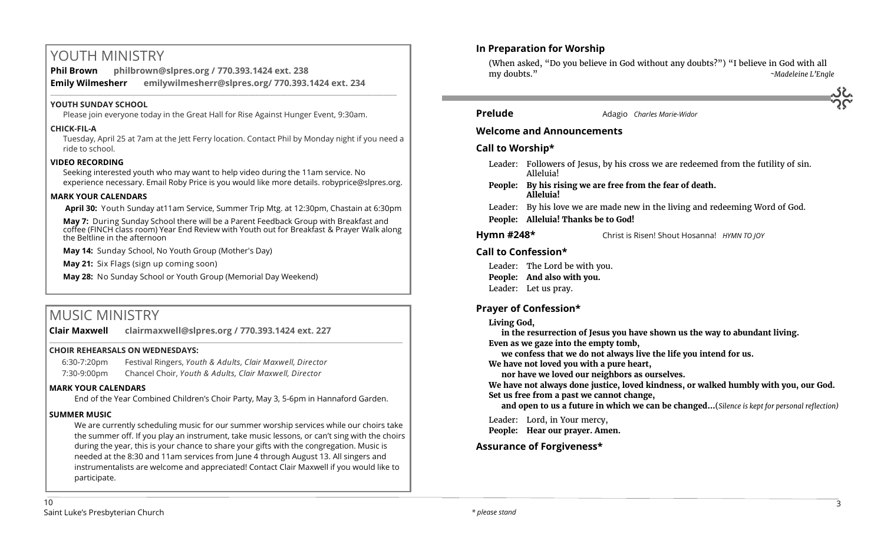# YOUTH MINISTRY

**Phil Brown** **philbrown@slpres.org / 770.393.1424 ext. 238**

**Emily Wilmesherr** **emilywilmesherr@slpres.org/ 770.393.1424 ext. 234**

### YOUTH SUNDAY SCHOOL

Please join everyone today in the Great Hall for Rise Against Hunger Event, 9:30am.

### CHICK-FIL-A

Tuesday, April 25 at 7am at the Jett Ferry location. Contact Phil by Monday night if you need a ride to school.

### VIDEO RECORDING

Seeking interested youth who may want to help video during the 11am service. No experience necessary. Email Roby Price is you would like more details. robyprice@slpres.org.

### MARK YOUR CALENDARS

**April 30:** Youth Sunday at11am Service, Summer Trip Mtg. at 12:30pm, Chastain at 6:30pm

**May 7:** During Sunday School there will be a Parent Feedback Group with Breakfast and coffee (FINCH class room) Year End Review with Youth out for Breakfast & Prayer Walk along the Beltline in the afternoon

**May 14:** Sunday School, No Youth Group (Mother's Day)

**May 21:** Six Flags (sign up coming soon)

**May 28:** No Sunday School or Youth Group (Memorial Day Weekend)

# MUSIC MINISTRY

**Clair Maxwell** **clairmaxwell@slpres.org / 770.393.1424 ext. 227**

### CHOIR REHEARSALS ON WEDNESDAYS:

6:30-7:20pm Festival Ringers, *Youth & Adults, Clair Maxwell, Director*

7:30-9:00pm Chancel Choir, *Youth & Adults, Clair Maxwell, Director*

### MARK YOUR CALENDARS

End of the Year Combined Children's Choir Party, May 3, 5-6pm in Hannaford Garden.

### SUMMER MUSIC

We are currently scheduling music for our summer worship services while our choirs take the summer off. If you play an instrument, take music lessons, or can't sing with the choirs during the year, this is your chance to share your gifts with the congregation. Music is needed at the 8:30 and 11am services from June 4 through August 13. All singers and instrumentalists are welcome and appreciated! Contact Clair Maxwell if you would like to participate.

## In Preparation for Worship

(When asked, "Do you believe in God without any doubts?") "I believe in God with all my doubts." *~Madeleine L'Engle*

**Prelude** Adagio *Charles Marie-Widor*

## Welcome and Announcements

## Call to Worship*

Leader: Followers of Jesus, by his cross we are redeemed from the futility of sin. Alleluia!

**People: By his rising we are free from the fear of death. Alleluia!**

Leader: By his love we are made new in the living and redeeming Word of God.

**People: Alleluia! Thanks be to God!**

**Hymn #248*** Christ is Risen! Shout Hosanna! *HYMN TO JOY*

## Call to Confession*

Leader: The Lord be with you.

**People: And also with you.**

Leader: Let us pray.

## Prayer of Confession*

**Living God,**
**in the resurrection of Jesus you have shown us the way to abundant living.**
**Even as we gaze into the empty tomb,**
**we confess that we do not always live the life you intend for us.**
**We have not loved you with a pure heart,**
**nor have we loved our neighbors as ourselves.**
**We have not always done justice, loved kindness, or walked humbly with you, our God.**
**Set us free from a past we cannot change,**
**and open to us a future in which we can be changed…**(*Silence is kept for personal reflection)*

Leader: Lord, in Your mercy,

**People: Hear our prayer. Amen.**

## Assurance of Forgiveness*

*\* please stand*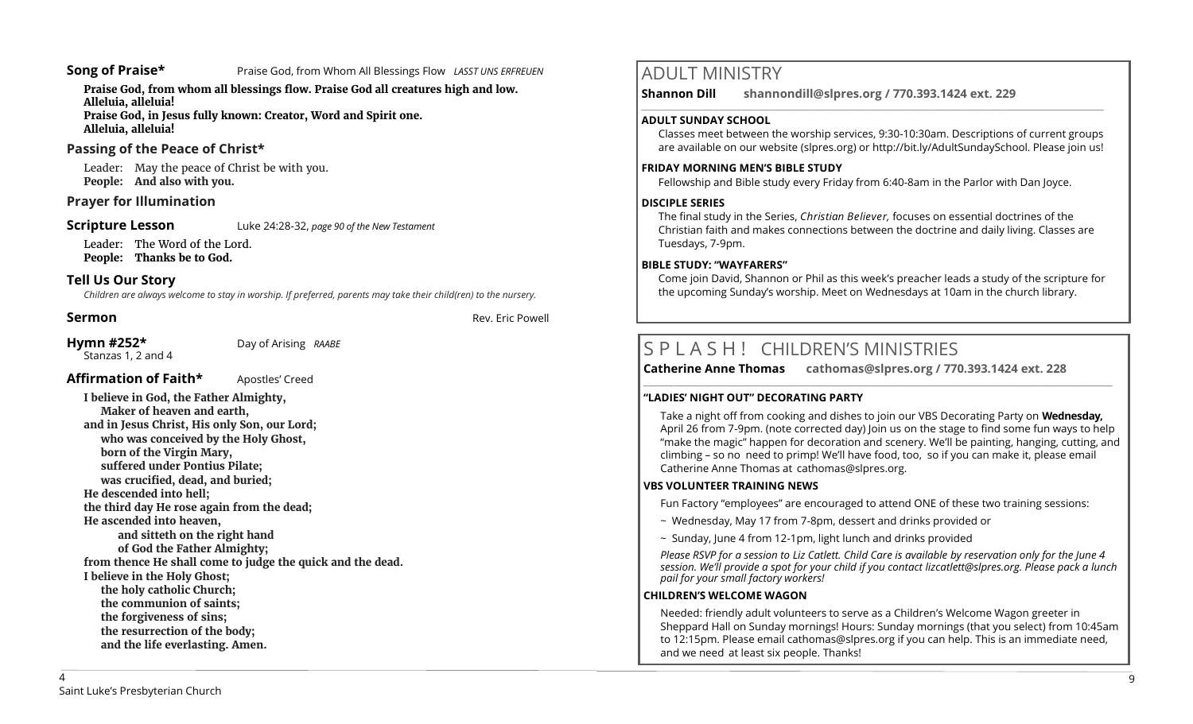**Song of Praise*** Praise God, from Whom All Blessings Flow *LASST UNS ERFREUEN*

**Praise God, from whom all blessings flow. Praise God all creatures high and low. Alleluia, alleluia!**
**Praise God, in Jesus fully known: Creator, Word and Spirit one. Alleluia, alleluia!**

### Passing of the Peace of Christ*

Leader: May the peace of Christ be with you.
**People: And also with you.**

### Prayer for Illumination

**Scripture Lesson** Luke 24:28-32, *page 90 of the New Testament*

Leader: The Word of the Lord.
**People: Thanks be to God.**

### Tell Us Our Story

*Children are always welcome to stay in worship. If preferred, parents may take their child(ren) to the nursery.*

**Sermon** Rev. Eric Powell

**Hymn #252*** Day of Arising *RAABE*
Stanzas 1, 2 and 4

**Affirmation of Faith*** Apostles' Creed

**I believe in God, the Father Almighty,**
**Maker of heaven and earth,**
**and in Jesus Christ, His only Son, our Lord;**
**who was conceived by the Holy Ghost,**
**born of the Virgin Mary,**
**suffered under Pontius Pilate;**
**was crucified, dead, and buried;**
**He descended into hell;**
**the third day He rose again from the dead;**
**He ascended into heaven,**
**and sitteth on the right hand**
**of God the Father Almighty;**
**from thence He shall come to judge the quick and the dead.**
**I believe in the Holy Ghost;**
**the holy catholic Church;**
**the communion of saints;**
**the forgiveness of sins;**
**the resurrection of the body;**
**and the life everlasting. Amen.**

## ADULT MINISTRY

**Shannon Dill shannondill@slpres.org / 770.393.1424 ext. 229**

**ADULT SUNDAY SCHOOL**

Classes meet between the worship services, 9:30-10:30am. Descriptions of current groups are available on our website (slpres.org) or http://bit.ly/AdultSundaySchool. Please join us!

**FRIDAY MORNING MEN'S BIBLE STUDY**

Fellowship and Bible study every Friday from 6:40-8am in the Parlor with Dan Joyce.

**DISCIPLE SERIES**

The final study in the Series, *Christian Believer,* focuses on essential doctrines of the Christian faith and makes connections between the doctrine and daily living. Classes are Tuesdays, 7-9pm.

**BIBLE STUDY: "WAYFARERS"**

Come join David, Shannon or Phil as this week's preacher leads a study of the scripture for the upcoming Sunday's worship. Meet on Wednesdays at 10am in the church library.

## S P L A S H ! CHILDREN'S MINISTRIES

**Catherine Anne Thomas cathomas@slpres.org / 770.393.1424 ext. 228**

**"LADIES' NIGHT OUT" DECORATING PARTY**

Take a night off from cooking and dishes to join our VBS Decorating Party on **Wednesday,** April 26 from 7-9pm. (note corrected day) Join us on the stage to find some fun ways to help "make the magic" happen for decoration and scenery. We'll be painting, hanging, cutting, and climbing – so no need to primp! We'll have food, too, so if you can make it, please email Catherine Anne Thomas at cathomas@slpres.org.

**VBS VOLUNTEER TRAINING NEWS**

Fun Factory "employees" are encouraged to attend ONE of these two training sessions:

~ Wednesday, May 17 from 7-8pm, dessert and drinks provided or

~ Sunday, June 4 from 12-1pm, light lunch and drinks provided

*Please RSVP for a session to Liz Catlett. Child Care is available by reservation only for the June 4 session. We'll provide a spot for your child if you contact lizcatlett@slpres.org. Please pack a lunch pail for your small factory workers!*

**CHILDREN'S WELCOME WAGON**

Needed: friendly adult volunteers to serve as a Children's Welcome Wagon greeter in Sheppard Hall on Sunday mornings! Hours: Sunday mornings (that you select) from 10:45am to 12:15pm. Please email cathomas@slpres.org if you can help. This is an immediate need, and we need at least six people. Thanks!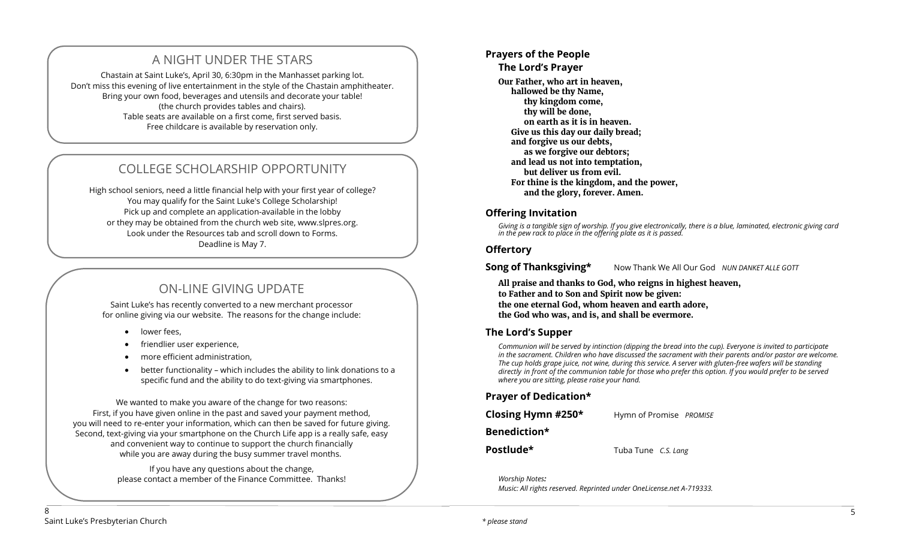## A NIGHT UNDER THE STARS

Chastain at Saint Luke's, April 30, 6:30pm in the Manhasset parking lot.
Don't miss this evening of live entertainment in the style of the Chastain amphitheater.
Bring your own food, beverages and utensils and decorate your table!
(the church provides tables and chairs).
Table seats are available on a first come, first served basis.
Free childcare is available by reservation only.

## COLLEGE SCHOLARSHIP OPPORTUNITY

High school seniors, need a little financial help with your first year of college?
You may qualify for the Saint Luke's College Scholarship!
Pick up and complete an application-available in the lobby
or they may be obtained from the church web site, www.slpres.org.
Look under the Resources tab and scroll down to Forms.
Deadline is May 7.

## ON-LINE GIVING UPDATE

Saint Luke's has recently converted to a new merchant processor
for online giving via our website. The reasons for the change include:

- lower fees,
- friendlier user experience,
- more efficient administration,
- better functionality – which includes the ability to link donations to a specific fund and the ability to do text-giving via smartphones.

We wanted to make you aware of the change for two reasons:
First, if you have given online in the past and saved your payment method,
you will need to re-enter your information, which can then be saved for future giving.
Second, text-giving via your smartphone on the Church Life app is a really safe, easy
and convenient way to continue to support the church financially
while you are away during the busy summer travel months.

If you have any questions about the change,
please contact a member of the Finance Committee. Thanks!

**Prayers of the People**

**The Lord's Prayer**

**Our Father, who art in heaven,**
**hallowed be thy Name,**
**thy kingdom come,**
**thy will be done,**
**on earth as it is in heaven.**
**Give us this day our daily bread;**
**and forgive us our debts,**
**as we forgive our debtors;**
**and lead us not into temptation,**
**but deliver us from evil.**
**For thine is the kingdom, and the power,**
**and the glory, forever. Amen.**

**Offering Invitation**

*Giving is a tangible sign of worship. If you give electronically, there is a blue, laminated, electronic giving card in the pew rack to place in the offering plate as it is passed.*

**Offertory**

**Song of Thanksgiving*** Now Thank We All Our God *NUN DANKET ALLE GOTT*

**All praise and thanks to God, who reigns in highest heaven,**
**to Father and to Son and Spirit now be given:**
**the one eternal God, whom heaven and earth adore,**
**the God who was, and is, and shall be evermore.**

**The Lord's Supper**

*Communion will be served by intinction (dipping the bread into the cup). Everyone is invited to participate in the sacrament. Children who have discussed the sacrament with their parents and/or pastor are welcome. The cup holds grape juice, not wine, during this service. A server with gluten-free wafers will be standing directly in front of the communion table for those who prefer this option. If you would prefer to be served where you are sitting, please raise your hand.*

**Prayer of Dedication***

**Closing Hymn #250*** Hymn of Promise *PROMISE*

**Benediction***

**Postlude*** Tuba Tune *C.S. Lang*

*Worship Notes:*
*Music: All rights reserved. Reprinted under OneLicense.net A-719333.*

*\* please stand*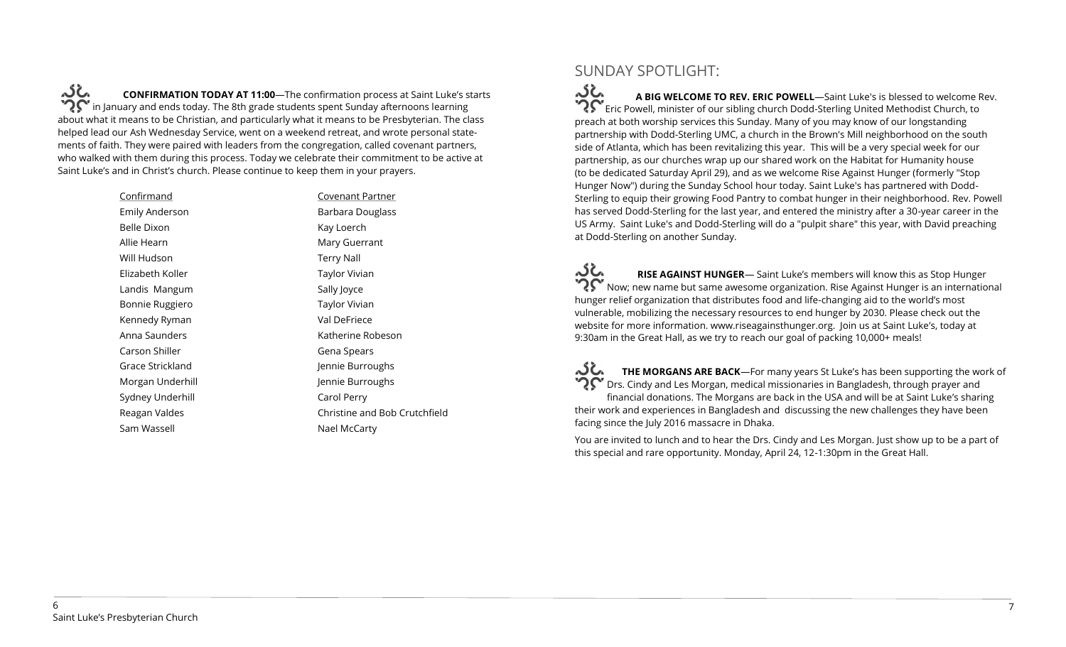**CONFIRMATION TODAY AT 11:00**—The confirmation process at Saint Luke's starts in January and ends today. The 8th grade students spent Sunday afternoons learning about what it means to be Christian, and particularly what it means to be Presbyterian. The class helped lead our Ash Wednesday Service, went on a weekend retreat, and wrote personal statements of faith. They were paired with leaders from the congregation, called covenant partners, who walked with them during this process. Today we celebrate their commitment to be active at Saint Luke's and in Christ's church. Please continue to keep them in your prayers.

| Confirmand | Covenant Partner |
|---|---|
| Emily Anderson | Barbara Douglass |
| Belle Dixon | Kay Loerch |
| Allie Hearn | Mary Guerrant |
| Will Hudson | Terry Nall |
| Elizabeth Koller | Taylor Vivian |
| Landis Mangum | Sally Joyce |
| Bonnie Ruggiero | Taylor Vivian |
| Kennedy Ryman | Val DeFriece |
| Anna Saunders | Katherine Robeson |
| Carson Shiller | Gena Spears |
| Grace Strickland | Jennie Burroughs |
| Morgan Underhill | Jennie Burroughs |
| Sydney Underhill | Carol Perry |
| Reagan Valdes | Christine and Bob Crutchfield |
| Sam Wassell | Nael McCarty |

## SUNDAY SPOTLIGHT:

**A BIG WELCOME TO REV. ERIC POWELL**—Saint Luke's is blessed to welcome Rev. Eric Powell, minister of our sibling church Dodd-Sterling United Methodist Church, to preach at both worship services this Sunday. Many of you may know of our longstanding partnership with Dodd-Sterling UMC, a church in the Brown's Mill neighborhood on the south side of Atlanta, which has been revitalizing this year. This will be a very special week for our partnership, as our churches wrap up our shared work on the Habitat for Humanity house (to be dedicated Saturday April 29), and as we welcome Rise Against Hunger (formerly "Stop Hunger Now") during the Sunday School hour today. Saint Luke's has partnered with Dodd-Sterling to equip their growing Food Pantry to combat hunger in their neighborhood. Rev. Powell has served Dodd-Sterling for the last year, and entered the ministry after a 30-year career in the US Army. Saint Luke's and Dodd-Sterling will do a "pulpit share" this year, with David preaching at Dodd-Sterling on another Sunday.

**RISE AGAINST HUNGER**— Saint Luke's members will know this as Stop Hunger Now; new name but same awesome organization. Rise Against Hunger is an international hunger relief organization that distributes food and life-changing aid to the world's most vulnerable, mobilizing the necessary resources to end hunger by 2030. Please check out the website for more information. www.riseagainsthunger.org. Join us at Saint Luke's, today at 9:30am in the Great Hall, as we try to reach our goal of packing 10,000+ meals!

**THE MORGANS ARE BACK**—For many years St Luke's has been supporting the work of Drs. Cindy and Les Morgan, medical missionaries in Bangladesh, through prayer and financial donations. The Morgans are back in the USA and will be at Saint Luke's sharing their work and experiences in Bangladesh and discussing the new challenges they have been facing since the July 2016 massacre in Dhaka.

You are invited to lunch and to hear the Drs. Cindy and Les Morgan. Just show up to be a part of this special and rare opportunity. Monday, April 24, 12-1:30pm in the Great Hall.